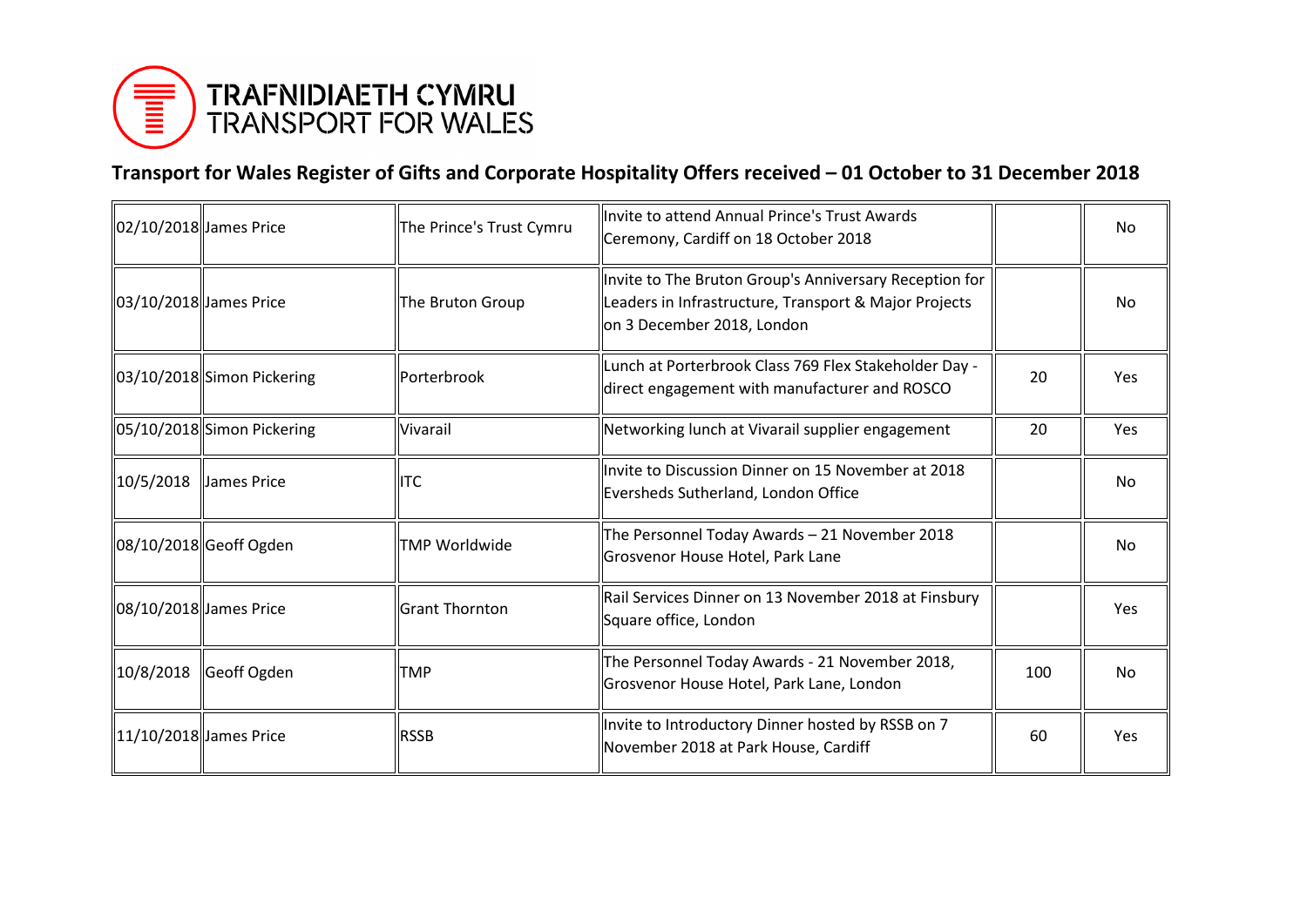TRAFNIDIAETH CYMRU
TRANSPORT FOR WALES

## Transport for Wales Register of Gifts and Corporate Hospitality Offers received – 01 October to 31 December 2018

| | | | | | |
|---|---|---|---|---|---|
| 02/10/2018 | James Price | The Prince's Trust Cymru | Invite to attend Annual Prince's Trust Awards Ceremony, Cardiff on 18 October 2018 | | No |
| 03/10/2018 | James Price | The Bruton Group | Invite to The Bruton Group's Anniversary Reception for Leaders in Infrastructure, Transport & Major Projects on 3 December 2018, London | | No |
| 03/10/2018 | Simon Pickering | Porterbrook | Lunch at Porterbrook Class 769 Flex Stakeholder Day - direct engagement with manufacturer and ROSCO | 20 | Yes |
| 05/10/2018 | Simon Pickering | Vivarail | Networking lunch at Vivarail supplier engagement | 20 | Yes |
| 10/5/2018 | James Price | ITC | Invite to Discussion Dinner on 15 November at 2018 Eversheds Sutherland, London Office | | No |
| 08/10/2018 | Geoff Ogden | TMP Worldwide | The Personnel Today Awards – 21 November 2018 Grosvenor House Hotel, Park Lane | | No |
| 08/10/2018 | James Price | Grant Thornton | Rail Services Dinner on 13 November 2018 at Finsbury Square office, London | | Yes |
| 10/8/2018 | Geoff Ogden | TMP | The Personnel Today Awards - 21 November 2018, Grosvenor House Hotel, Park Lane, London | 100 | No |
| 11/10/2018 | James Price | RSSB | Invite to Introductory Dinner hosted by RSSB on 7 November 2018 at Park House, Cardiff | 60 | Yes |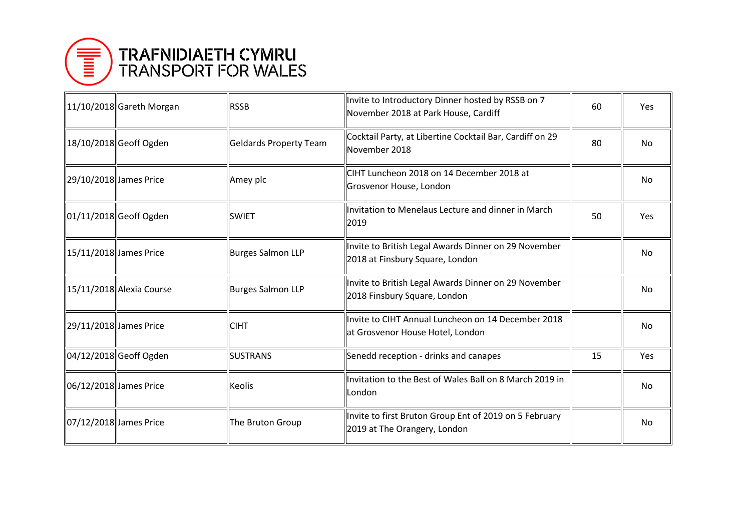| | | | | | |
|---|---|---|---|---|---|
| 11/10/2018 | Gareth Morgan | RSSB | Invite to Introductory Dinner hosted by RSSB on 7 November 2018 at Park House, Cardiff | 60 | Yes |
| 18/10/2018 | Geoff Ogden | Geldards Property Team | Cocktail Party, at Libertine Cocktail Bar, Cardiff on 29 November 2018 | 80 | No |
| 29/10/2018 | James Price | Amey plc | CIHT Luncheon 2018 on 14 December 2018 at Grosvenor House, London | | No |
| 01/11/2018 | Geoff Ogden | SWIET | Invitation to Menelaus Lecture and dinner in March 2019 | 50 | Yes |
| 15/11/2018 | James Price | Burges Salmon LLP | Invite to British Legal Awards Dinner on 29 November 2018 at Finsbury Square, London | | No |
| 15/11/2018 | Alexia Course | Burges Salmon LLP | Invite to British Legal Awards Dinner on 29 November 2018 Finsbury Square, London | | No |
| 29/11/2018 | James Price | CIHT | Invite to CIHT Annual Luncheon on 14 December 2018 at Grosvenor House Hotel, London | | No |
| 04/12/2018 | Geoff Ogden | SUSTRANS | Senedd reception - drinks and canapes | 15 | Yes |
| 06/12/2018 | James Price | Keolis | Invitation to the Best of Wales Ball on 8 March 2019 in London | | No |
| 07/12/2018 | James Price | The Bruton Group | Invite to first Bruton Group Ent of 2019 on 5 February 2019 at The Orangery, London | | No |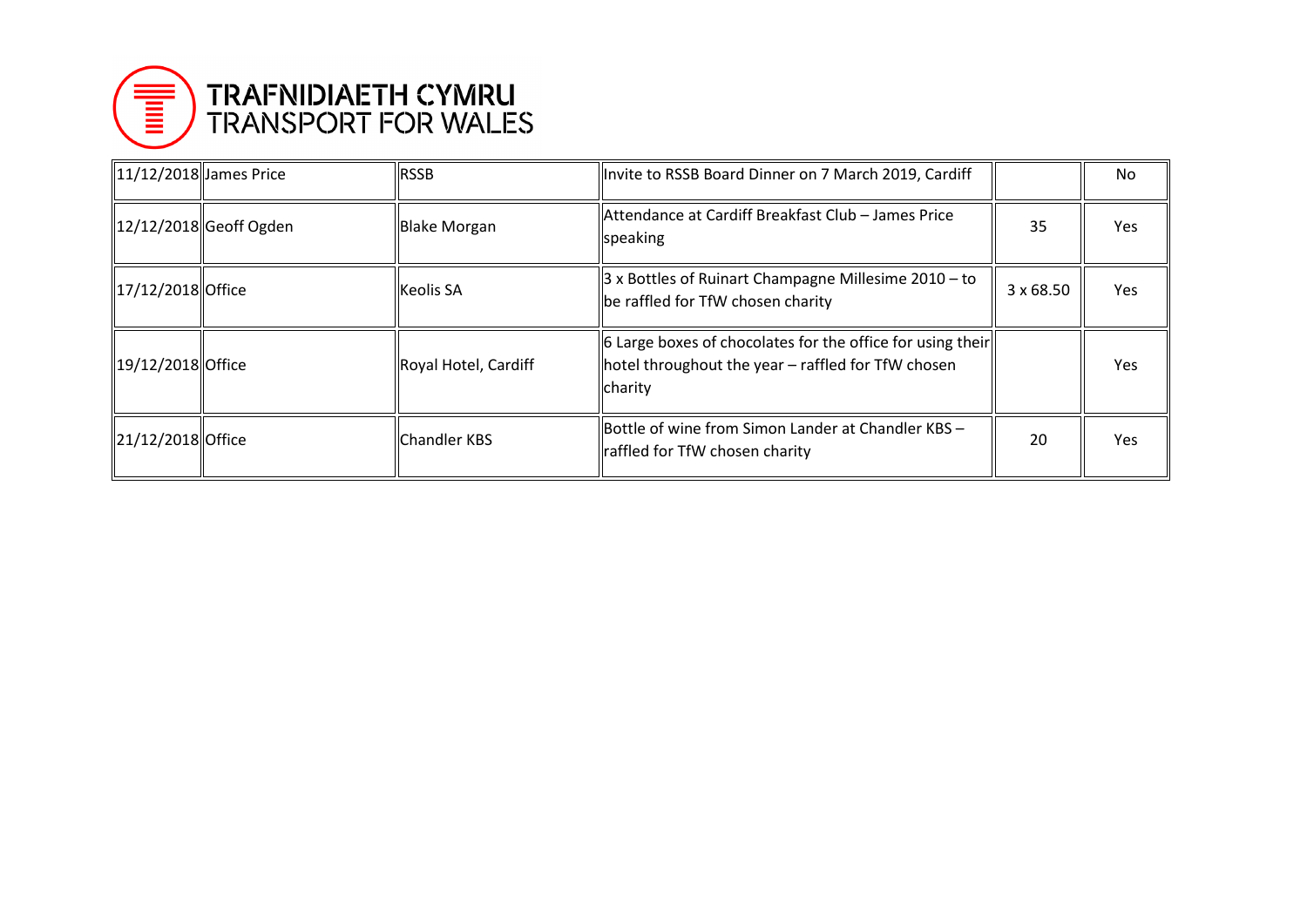TRAFNIDIAETH CYMRU
TRANSPORT FOR WALES

| | | | | | |
|---|---|---|---|---|---|
| 11/12/2018 | James Price | RSSB | Invite to RSSB Board Dinner on 7 March 2019, Cardiff | | No |
| 12/12/2018 | Geoff Ogden | Blake Morgan | Attendance at Cardiff Breakfast Club – James Price speaking | 35 | Yes |
| 17/12/2018 | Office | Keolis SA | 3 x Bottles of Ruinart Champagne Millesime 2010 – to be raffled for TfW chosen charity | 3 x 68.50 | Yes |
| 19/12/2018 | Office | Royal Hotel, Cardiff | 6 Large boxes of chocolates for the office for using their hotel throughout the year – raffled for TfW chosen charity | | Yes |
| 21/12/2018 | Office | Chandler KBS | Bottle of wine from Simon Lander at Chandler KBS – raffled for TfW chosen charity | 20 | Yes |